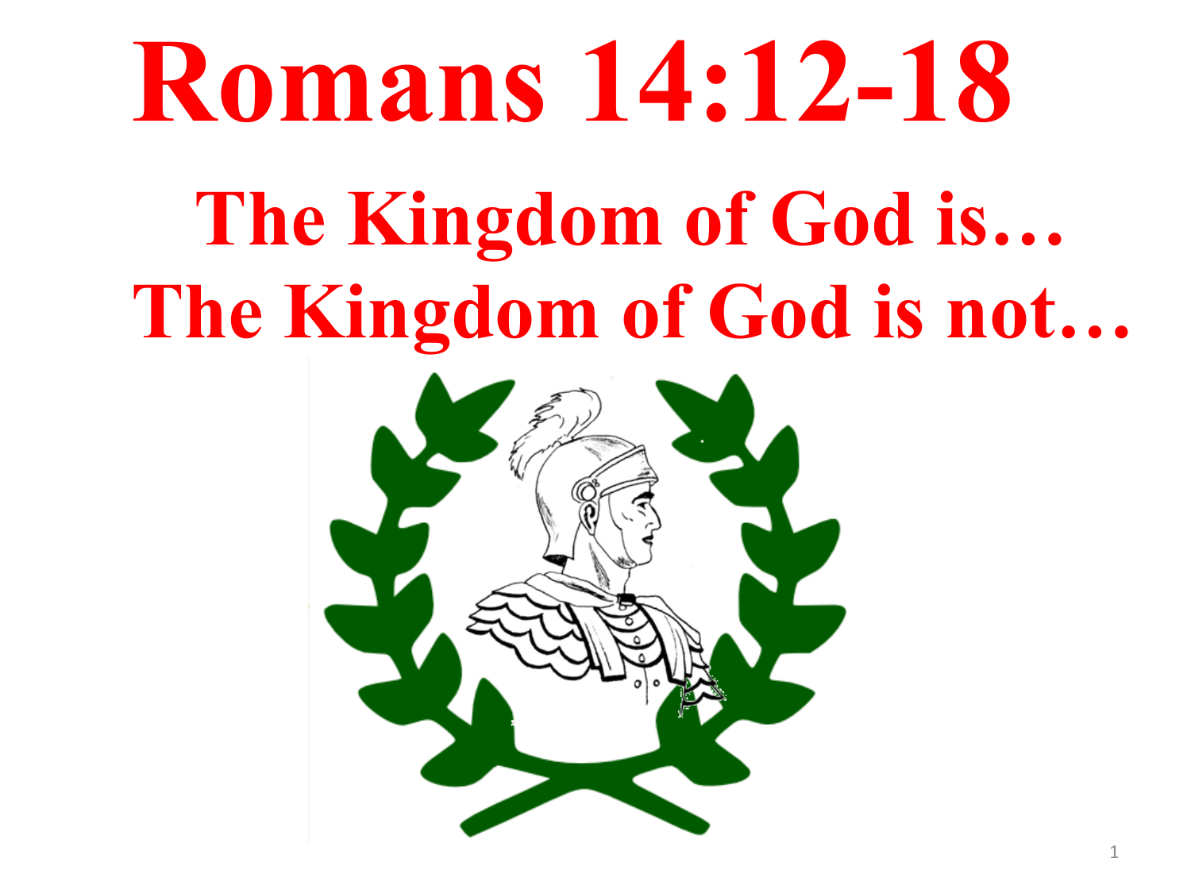# Romans 14:12-18

## The Kingdom of God is…

## The Kingdom of God is not…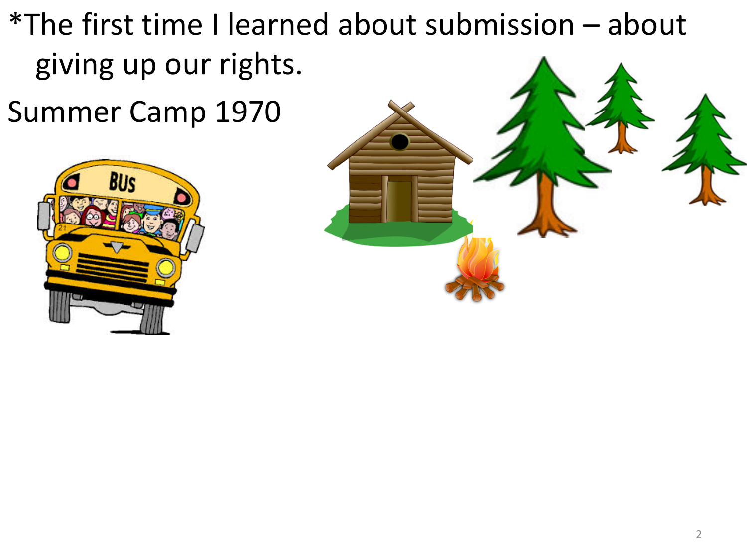*The first time I learned about submission – about giving up our rights.

Summer Camp 1970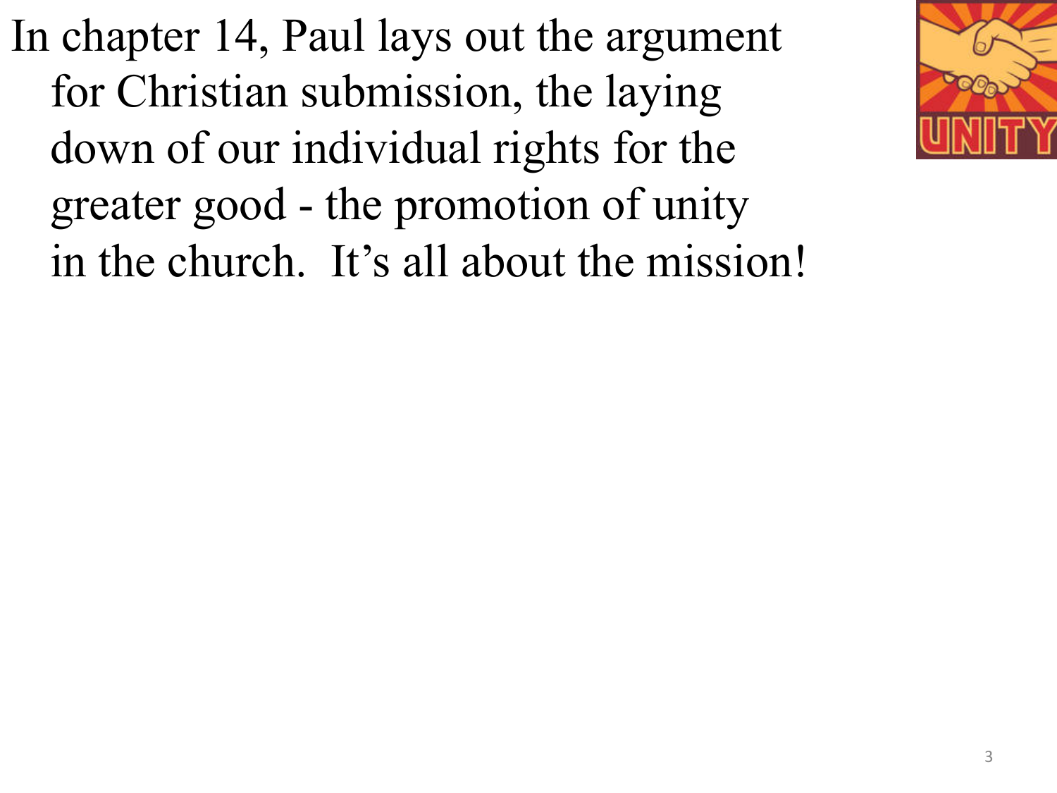In chapter 14, Paul lays out the argument for Christian submission, the laying down of our individual rights for the greater good - the promotion of unity in the church. It's all about the mission!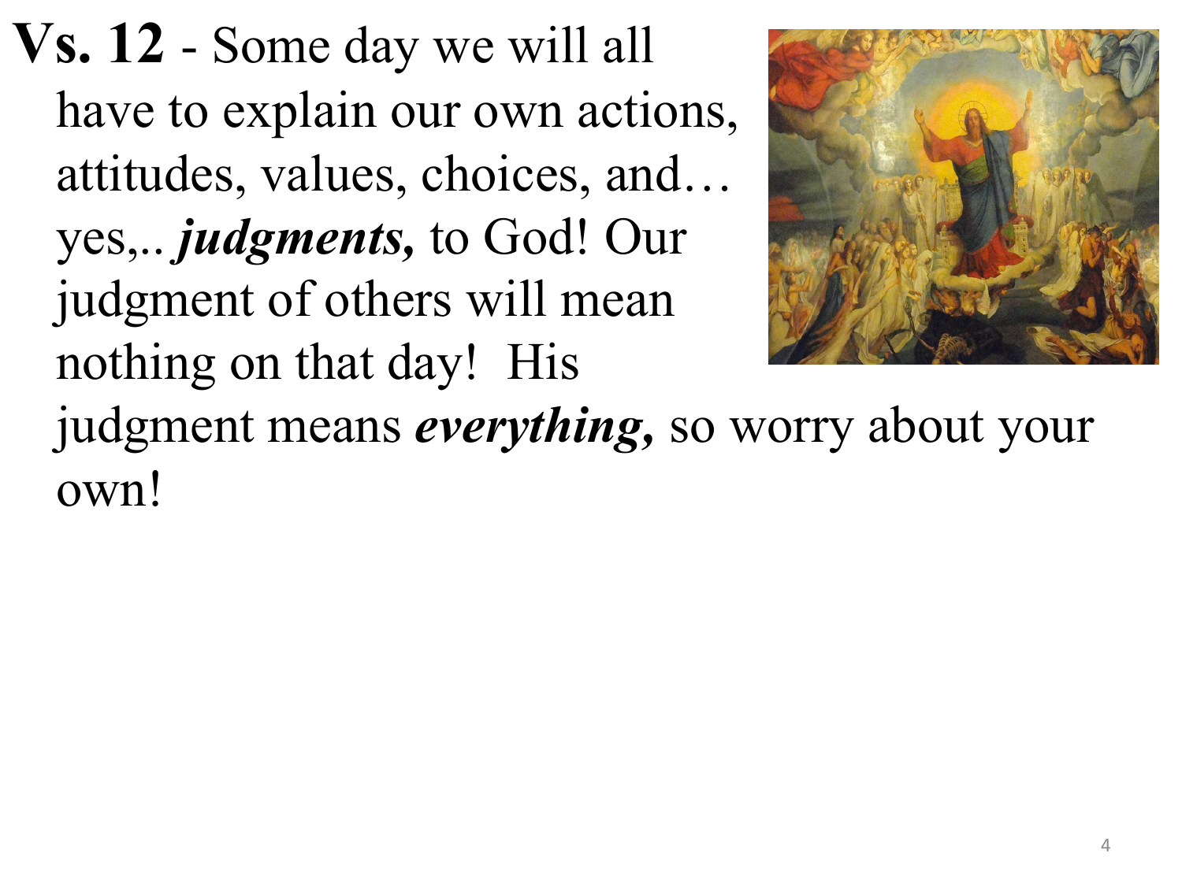**Vs. 12** - Some day we will all have to explain our own actions, attitudes, values, choices, and… yes,.. ***judgments,*** to God! Our judgment of others will mean nothing on that day! His judgment means ***everything,*** so worry about your own!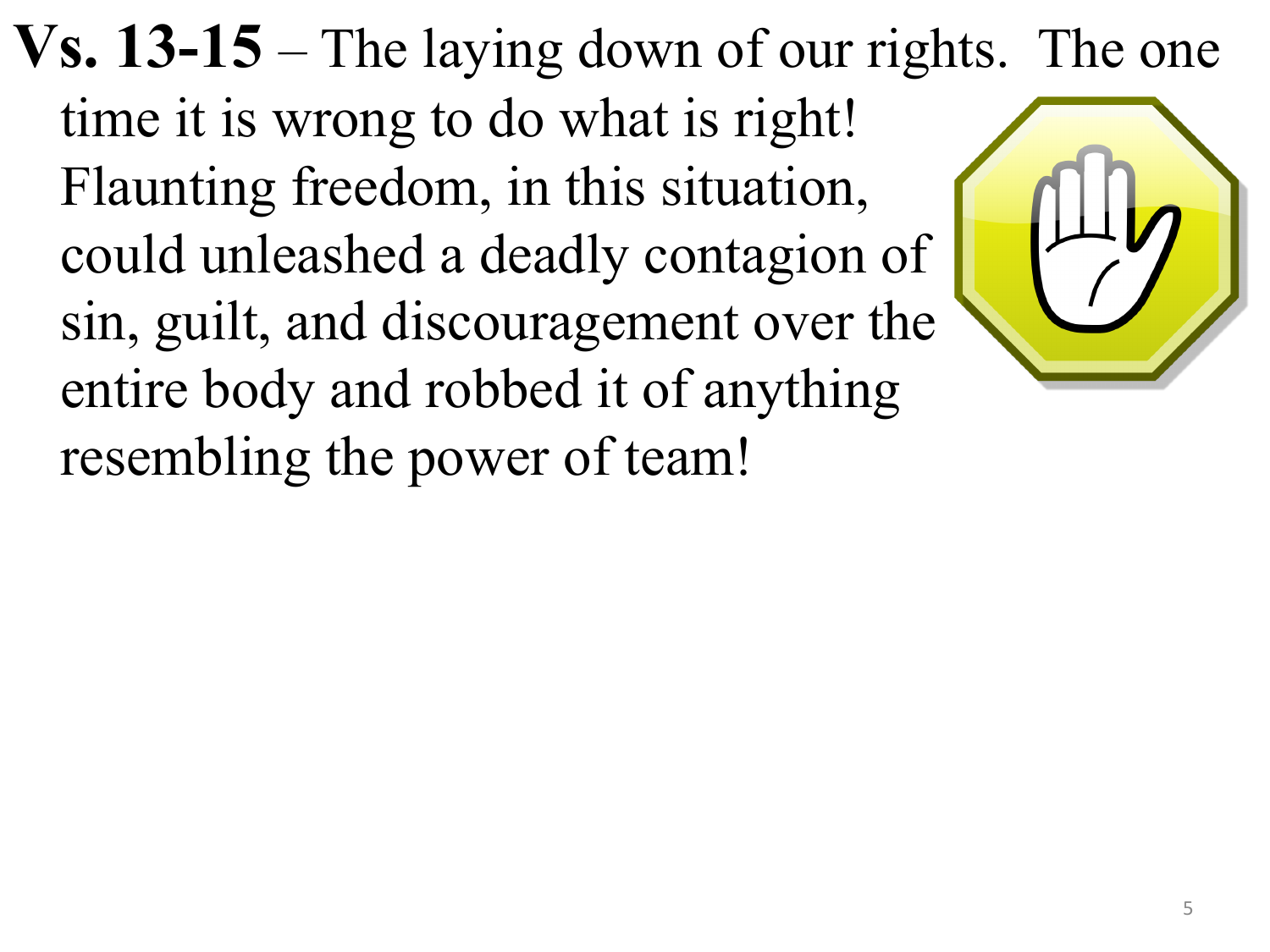**Vs. 13-15** – The laying down of our rights. The one time it is wrong to do what is right! Flaunting freedom, in this situation, could unleashed a deadly contagion of sin, guilt, and discouragement over the entire body and robbed it of anything resembling the power of team!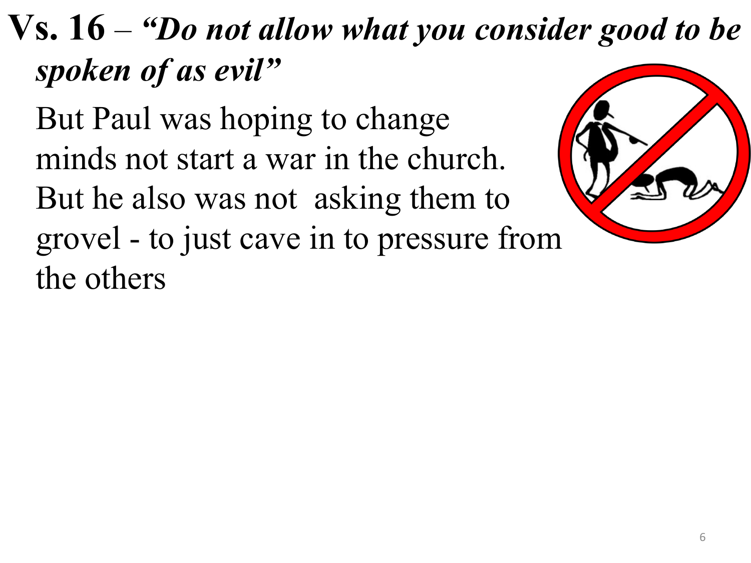**Vs. 16** – ***"Do not allow what you consider good to be spoken of as evil"***

But Paul was hoping to change minds not start a war in the church. But he also was not asking them to grovel - to just cave in to pressure from the others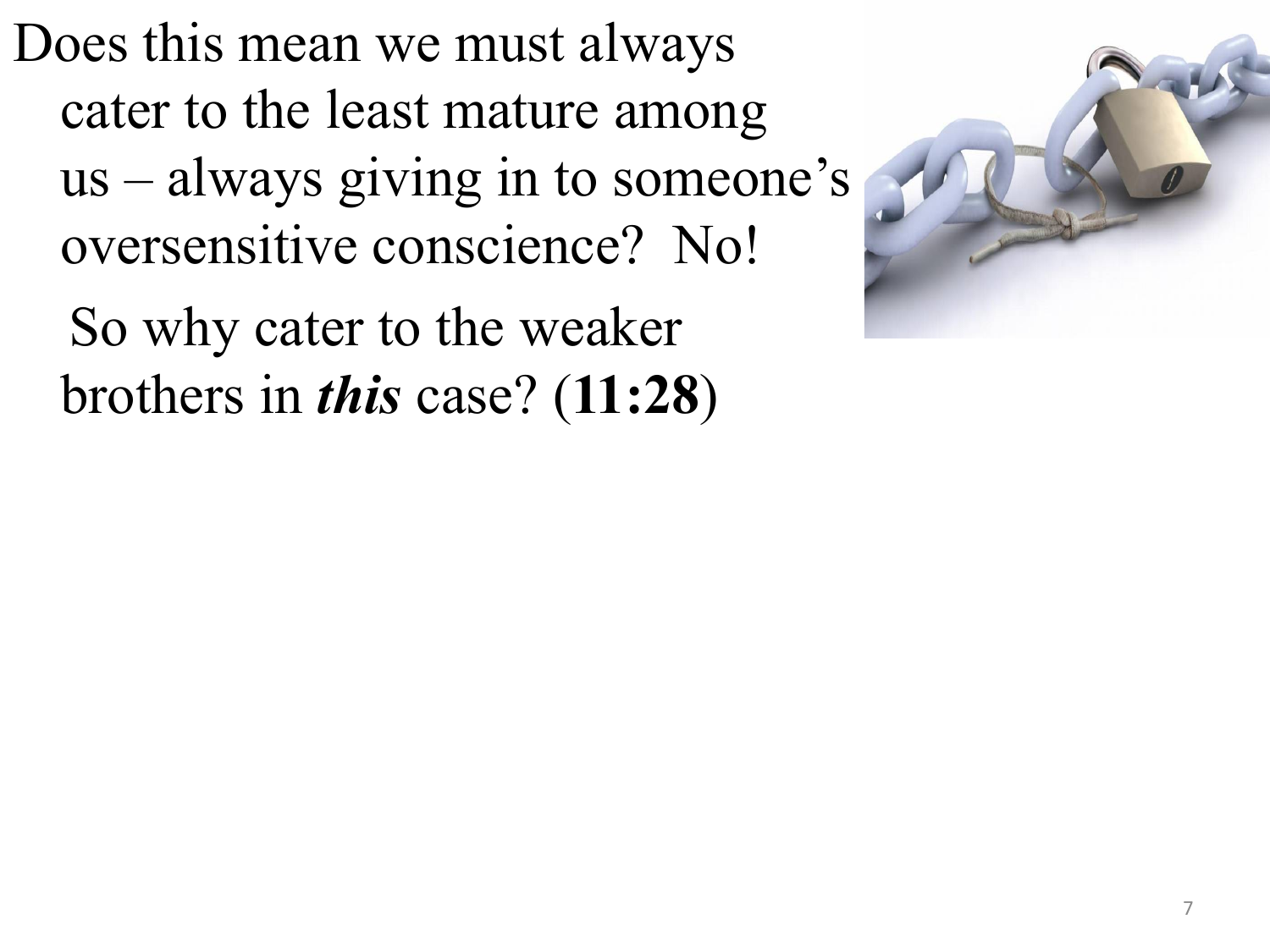Does this mean we must always cater to the least mature among us – always giving in to someone's oversensitive conscience? No!

So why cater to the weaker brothers in ***this*** case? (**11:28**)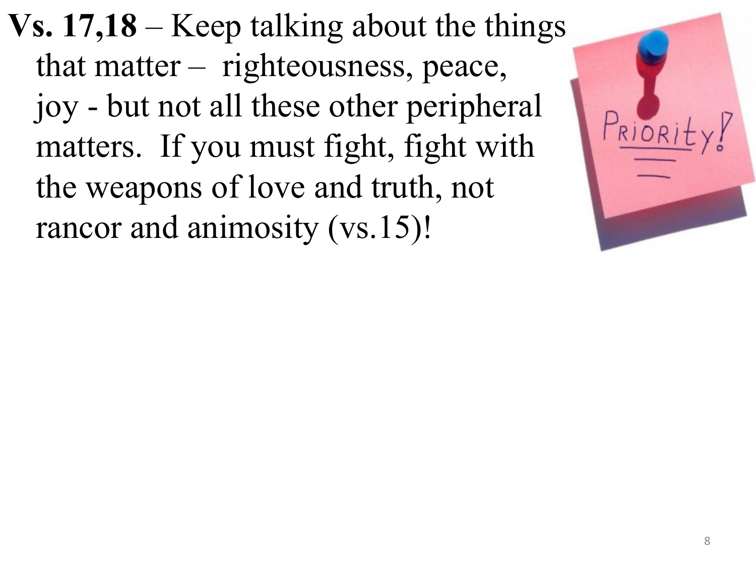**Vs. 17,18** – Keep talking about the things that matter – righteousness, peace, joy - but not all these other peripheral matters. If you must fight, fight with the weapons of love and truth, not rancor and animosity (vs.15)!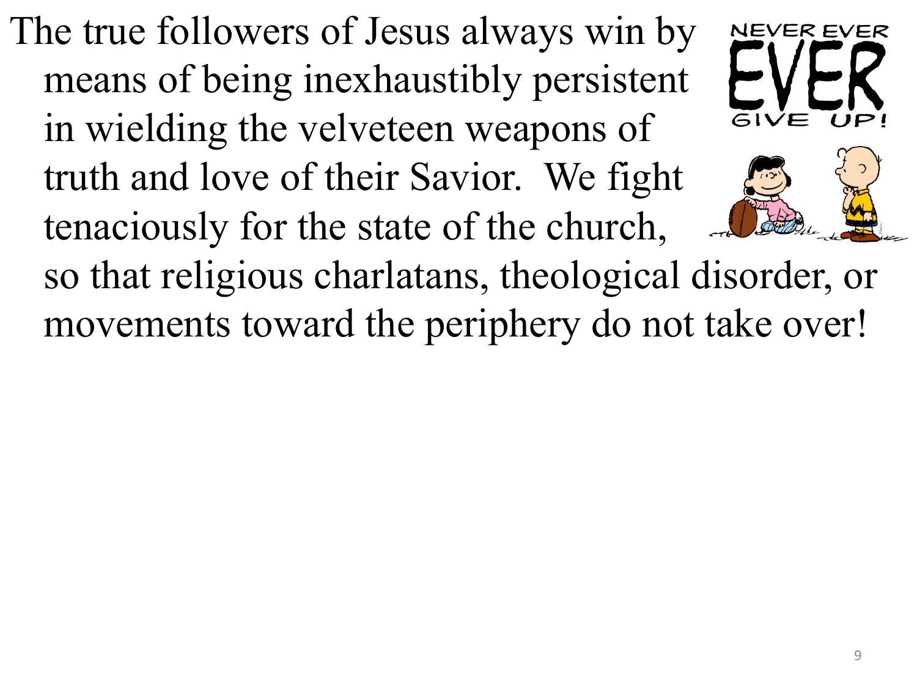The true followers of Jesus always win by means of being inexhaustibly persistent in wielding the velveteen weapons of truth and love of their Savior. We fight tenaciously for the state of the church, so that religious charlatans, theological disorder, or movements toward the periphery do not take over!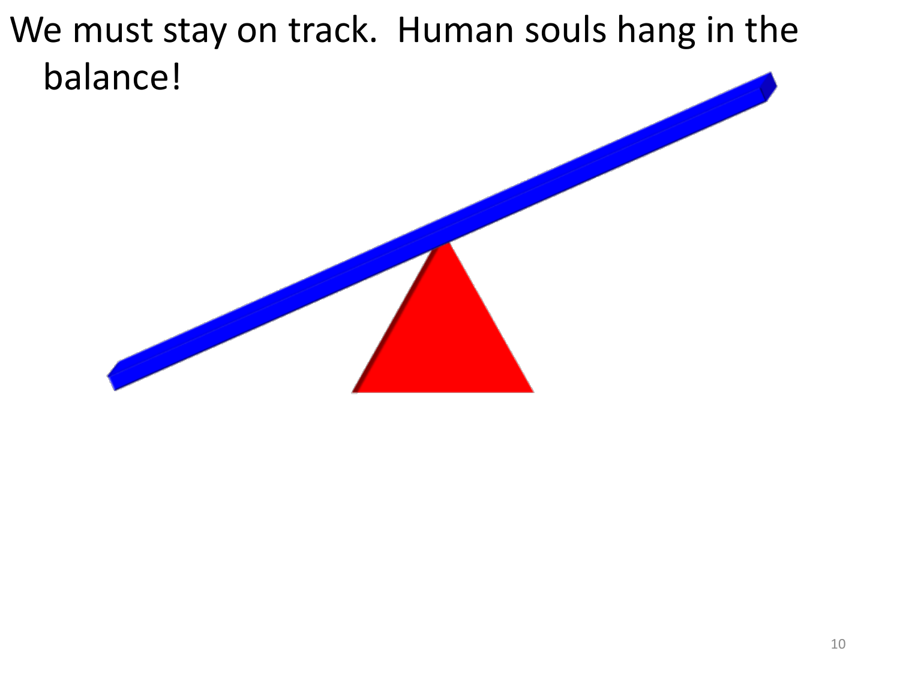We must stay on track. Human souls hang in the balance!